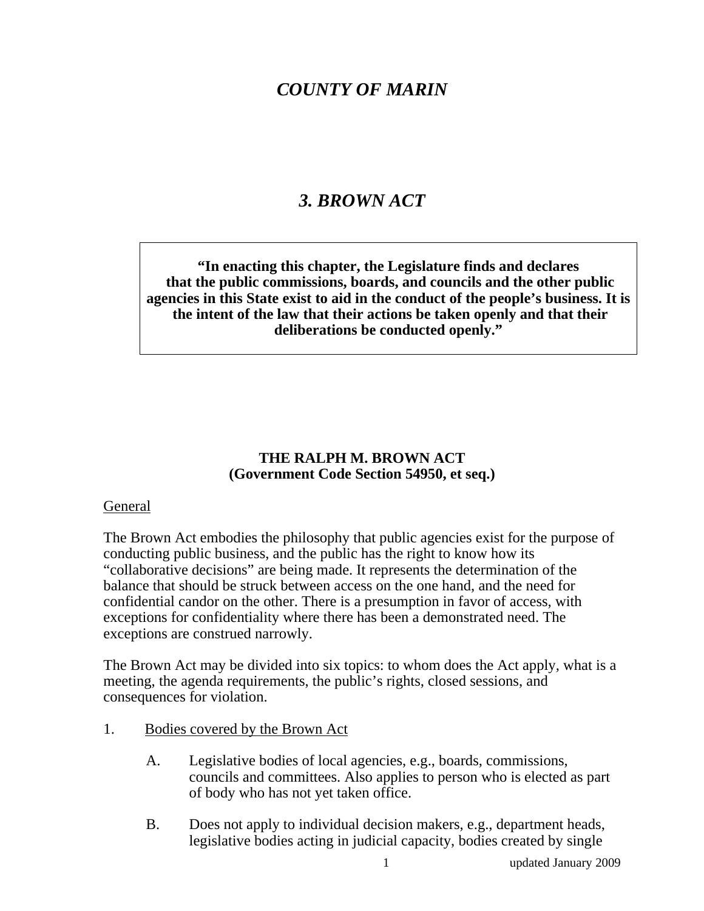# *COUNTY OF MARIN*

# *3. BROWN ACT*

> **"In enacting this chapter, the Legislature finds and declares that the public commissions, boards, and councils and the other public agencies in this State exist to aid in the conduct of the people's business. It is the intent of the law that their actions be taken openly and that their deliberations be conducted openly."**

## THE RALPH M. BROWN ACT
## (Government Code Section 54950, et seq.)

General

The Brown Act embodies the philosophy that public agencies exist for the purpose of conducting public business, and the public has the right to know how its "collaborative decisions" are being made. It represents the determination of the balance that should be struck between access on the one hand, and the need for confidential candor on the other. There is a presumption in favor of access, with exceptions for confidentiality where there has been a demonstrated need. The exceptions are construed narrowly.

The Brown Act may be divided into six topics: to whom does the Act apply, what is a meeting, the agenda requirements, the public's rights, closed sessions, and consequences for violation.

1. Bodies covered by the Brown Act

   A. Legislative bodies of local agencies, e.g., boards, commissions, councils and committees. Also applies to person who is elected as part of body who has not yet taken office.

   B. Does not apply to individual decision makers, e.g., department heads, legislative bodies acting in judicial capacity, bodies created by single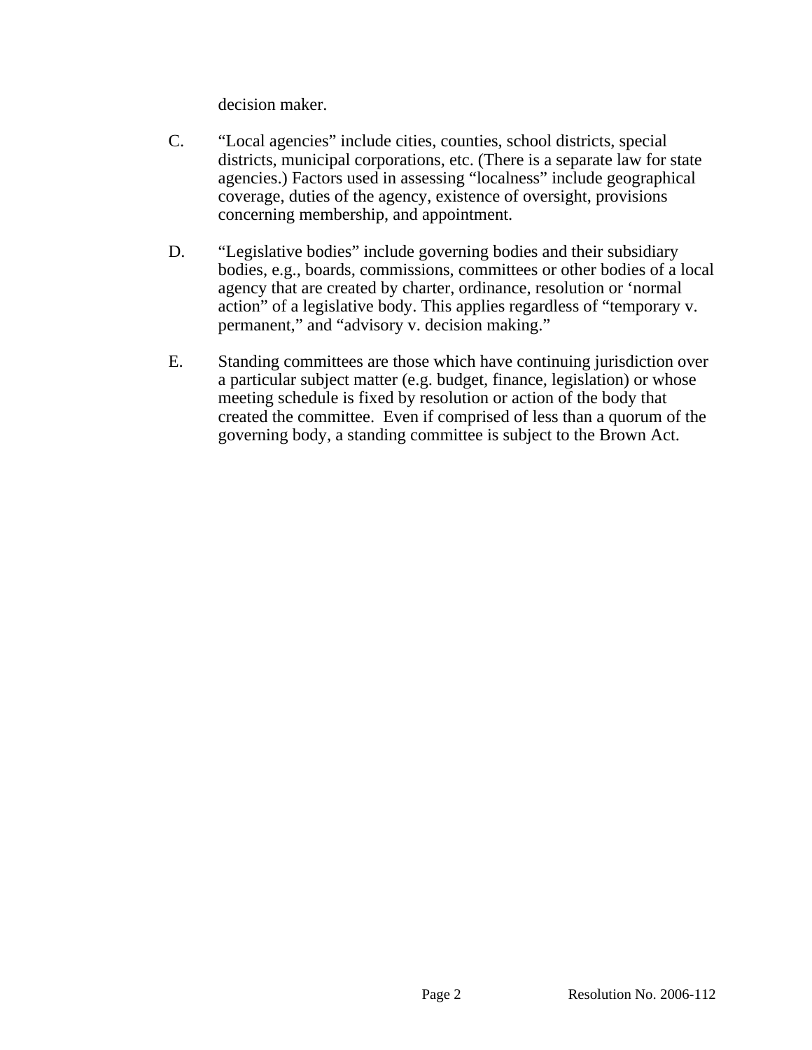decision maker.

C. “Local agencies” include cities, counties, school districts, special districts, municipal corporations, etc. (There is a separate law for state agencies.) Factors used in assessing “localness” include geographical coverage, duties of the agency, existence of oversight, provisions concerning membership, and appointment.

D. “Legislative bodies” include governing bodies and their subsidiary bodies, e.g., boards, commissions, committees or other bodies of a local agency that are created by charter, ordinance, resolution or ‘normal action” of a legislative body. This applies regardless of “temporary v. permanent,” and “advisory v. decision making.”

E. Standing committees are those which have continuing jurisdiction over a particular subject matter (e.g. budget, finance, legislation) or whose meeting schedule is fixed by resolution or action of the body that created the committee. Even if comprised of less than a quorum of the governing body, a standing committee is subject to the Brown Act.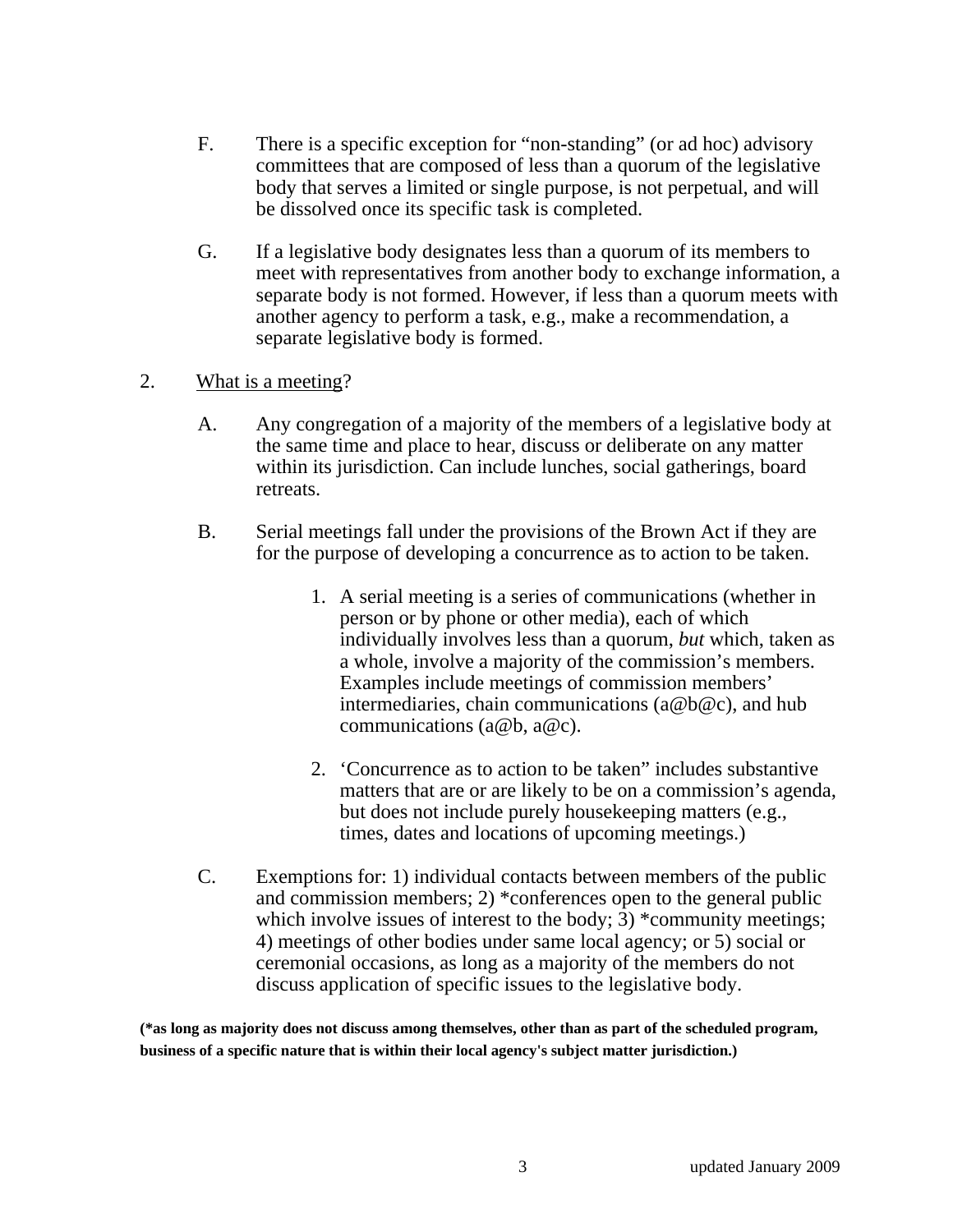F. There is a specific exception for "non-standing" (or ad hoc) advisory committees that are composed of less than a quorum of the legislative body that serves a limited or single purpose, is not perpetual, and will be dissolved once its specific task is completed.

G. If a legislative body designates less than a quorum of its members to meet with representatives from another body to exchange information, a separate body is not formed. However, if less than a quorum meets with another agency to perform a task, e.g., make a recommendation, a separate legislative body is formed.

2. <u>What is a meeting</u>?

A. Any congregation of a majority of the members of a legislative body at the same time and place to hear, discuss or deliberate on any matter within its jurisdiction. Can include lunches, social gatherings, board retreats.

B. Serial meetings fall under the provisions of the Brown Act if they are for the purpose of developing a concurrence as to action to be taken.

1. A serial meeting is a series of communications (whether in person or by phone or other media), each of which individually involves less than a quorum, *but* which, taken as a whole, involve a majority of the commission's members. Examples include meetings of commission members' intermediaries, chain communications (a@b@c), and hub communications (a@b, a@c).

2. 'Concurrence as to action to be taken" includes substantive matters that are or are likely to be on a commission's agenda, but does not include purely housekeeping matters (e.g., times, dates and locations of upcoming meetings.)

C. Exemptions for: 1) individual contacts between members of the public and commission members; 2) *conferences open to the general public which involve issues of interest to the body; 3) *community meetings; 4) meetings of other bodies under same local agency; or 5) social or ceremonial occasions, as long as a majority of the members do not discuss application of specific issues to the legislative body.

**(*as long as majority does not discuss among themselves, other than as part of the scheduled program, business of a specific nature that is within their local agency's subject matter jurisdiction.)**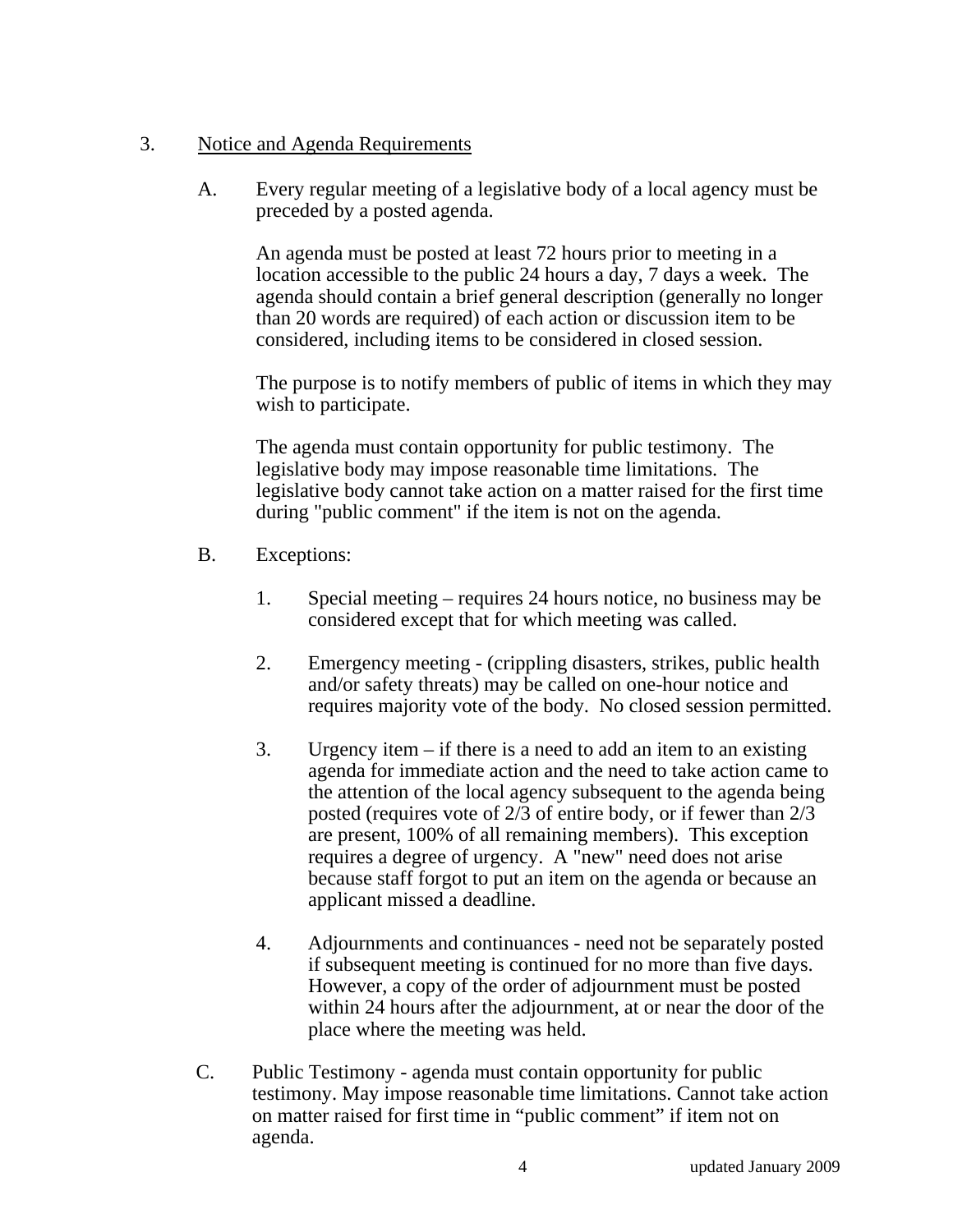3. <u>Notice and Agenda Requirements</u>

   A. Every regular meeting of a legislative body of a local agency must be preceded by a posted agenda.

      An agenda must be posted at least 72 hours prior to meeting in a location accessible to the public 24 hours a day, 7 days a week. The agenda should contain a brief general description (generally no longer than 20 words are required) of each action or discussion item to be considered, including items to be considered in closed session.

      The purpose is to notify members of public of items in which they may wish to participate.

      The agenda must contain opportunity for public testimony. The legislative body may impose reasonable time limitations. The legislative body cannot take action on a matter raised for the first time during "public comment" if the item is not on the agenda.

   B. Exceptions:

      1. Special meeting – requires 24 hours notice, no business may be considered except that for which meeting was called.

      2. Emergency meeting - (crippling disasters, strikes, public health and/or safety threats) may be called on one-hour notice and requires majority vote of the body. No closed session permitted.

      3. Urgency item – if there is a need to add an item to an existing agenda for immediate action and the need to take action came to the attention of the local agency subsequent to the agenda being posted (requires vote of 2/3 of entire body, or if fewer than 2/3 are present, 100% of all remaining members). This exception requires a degree of urgency. A "new" need does not arise because staff forgot to put an item on the agenda or because an applicant missed a deadline.

      4. Adjournments and continuances - need not be separately posted if subsequent meeting is continued for no more than five days. However, a copy of the order of adjournment must be posted within 24 hours after the adjournment, at or near the door of the place where the meeting was held.

   C. Public Testimony - agenda must contain opportunity for public testimony. May impose reasonable time limitations. Cannot take action on matter raised for first time in "public comment" if item not on agenda.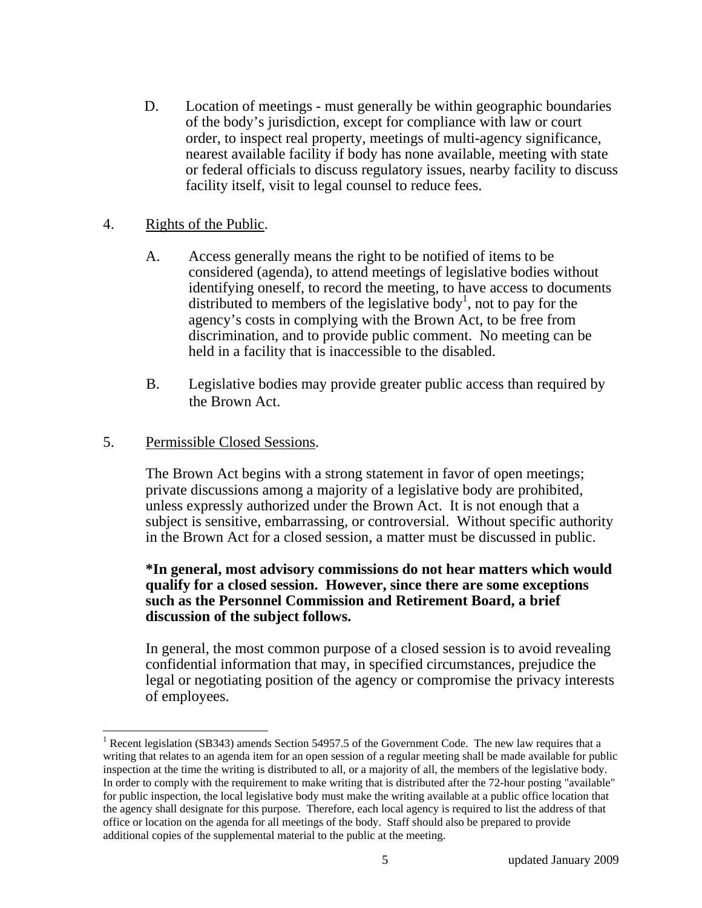D. Location of meetings - must generally be within geographic boundaries of the body's jurisdiction, except for compliance with law or court order, to inspect real property, meetings of multi-agency significance, nearest available facility if body has none available, meeting with state or federal officials to discuss regulatory issues, nearby facility to discuss facility itself, visit to legal counsel to reduce fees.

4. Rights of the Public.

A. Access generally means the right to be notified of items to be considered (agenda), to attend meetings of legislative bodies without identifying oneself, to record the meeting, to have access to documents distributed to members of the legislative body[1], not to pay for the agency's costs in complying with the Brown Act, to be free from discrimination, and to provide public comment. No meeting can be held in a facility that is inaccessible to the disabled.

B. Legislative bodies may provide greater public access than required by the Brown Act.

5. Permissible Closed Sessions.

The Brown Act begins with a strong statement in favor of open meetings; private discussions among a majority of a legislative body are prohibited, unless expressly authorized under the Brown Act. It is not enough that a subject is sensitive, embarrassing, or controversial. Without specific authority in the Brown Act for a closed session, a matter must be discussed in public.

**\*In general, most advisory commissions do not hear matters which would qualify for a closed session. However, since there are some exceptions such as the Personnel Commission and Retirement Board, a brief discussion of the subject follows.**

In general, the most common purpose of a closed session is to avoid revealing confidential information that may, in specified circumstances, prejudice the legal or negotiating position of the agency or compromise the privacy interests of employees.

[1] Recent legislation (SB343) amends Section 54957.5 of the Government Code. The new law requires that a writing that relates to an agenda item for an open session of a regular meeting shall be made available for public inspection at the time the writing is distributed to all, or a majority of all, the members of the legislative body. In order to comply with the requirement to make writing that is distributed after the 72-hour posting "available" for public inspection, the local legislative body must make the writing available at a public office location that the agency shall designate for this purpose. Therefore, each local agency is required to list the address of that office or location on the agenda for all meetings of the body. Staff should also be prepared to provide additional copies of the supplemental material to the public at the meeting.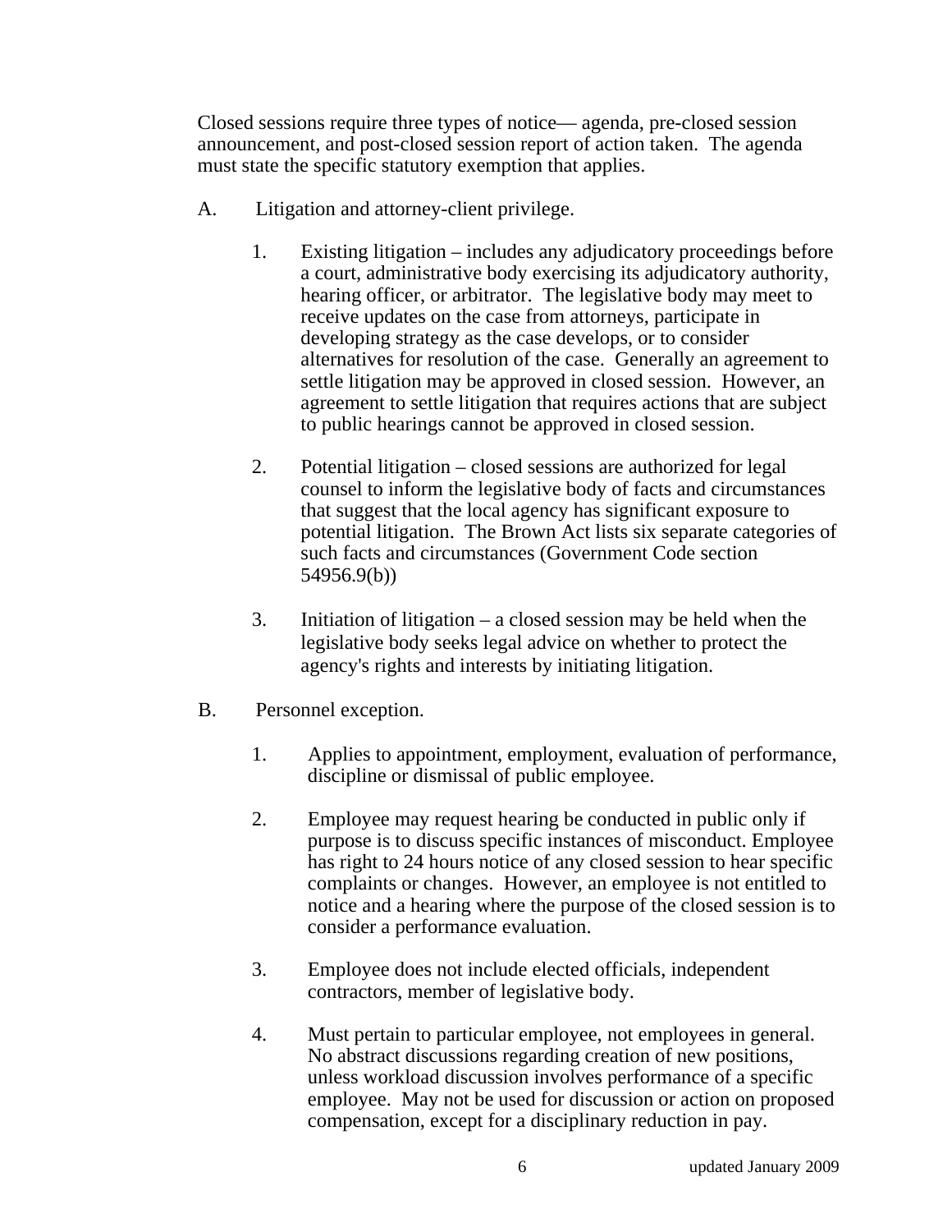Closed sessions require three types of notice— agenda, pre-closed session announcement, and post-closed session report of action taken. The agenda must state the specific statutory exemption that applies.

A. Litigation and attorney-client privilege.

1. Existing litigation – includes any adjudicatory proceedings before a court, administrative body exercising its adjudicatory authority, hearing officer, or arbitrator. The legislative body may meet to receive updates on the case from attorneys, participate in developing strategy as the case develops, or to consider alternatives for resolution of the case. Generally an agreement to settle litigation may be approved in closed session. However, an agreement to settle litigation that requires actions that are subject to public hearings cannot be approved in closed session.

2. Potential litigation – closed sessions are authorized for legal counsel to inform the legislative body of facts and circumstances that suggest that the local agency has significant exposure to potential litigation. The Brown Act lists six separate categories of such facts and circumstances (Government Code section 54956.9(b))

3. Initiation of litigation – a closed session may be held when the legislative body seeks legal advice on whether to protect the agency's rights and interests by initiating litigation.

B. Personnel exception.

1. Applies to appointment, employment, evaluation of performance, discipline or dismissal of public employee.

2. Employee may request hearing be conducted in public only if purpose is to discuss specific instances of misconduct. Employee has right to 24 hours notice of any closed session to hear specific complaints or changes. However, an employee is not entitled to notice and a hearing where the purpose of the closed session is to consider a performance evaluation.

3. Employee does not include elected officials, independent contractors, member of legislative body.

4. Must pertain to particular employee, not employees in general. No abstract discussions regarding creation of new positions, unless workload discussion involves performance of a specific employee. May not be used for discussion or action on proposed compensation, except for a disciplinary reduction in pay.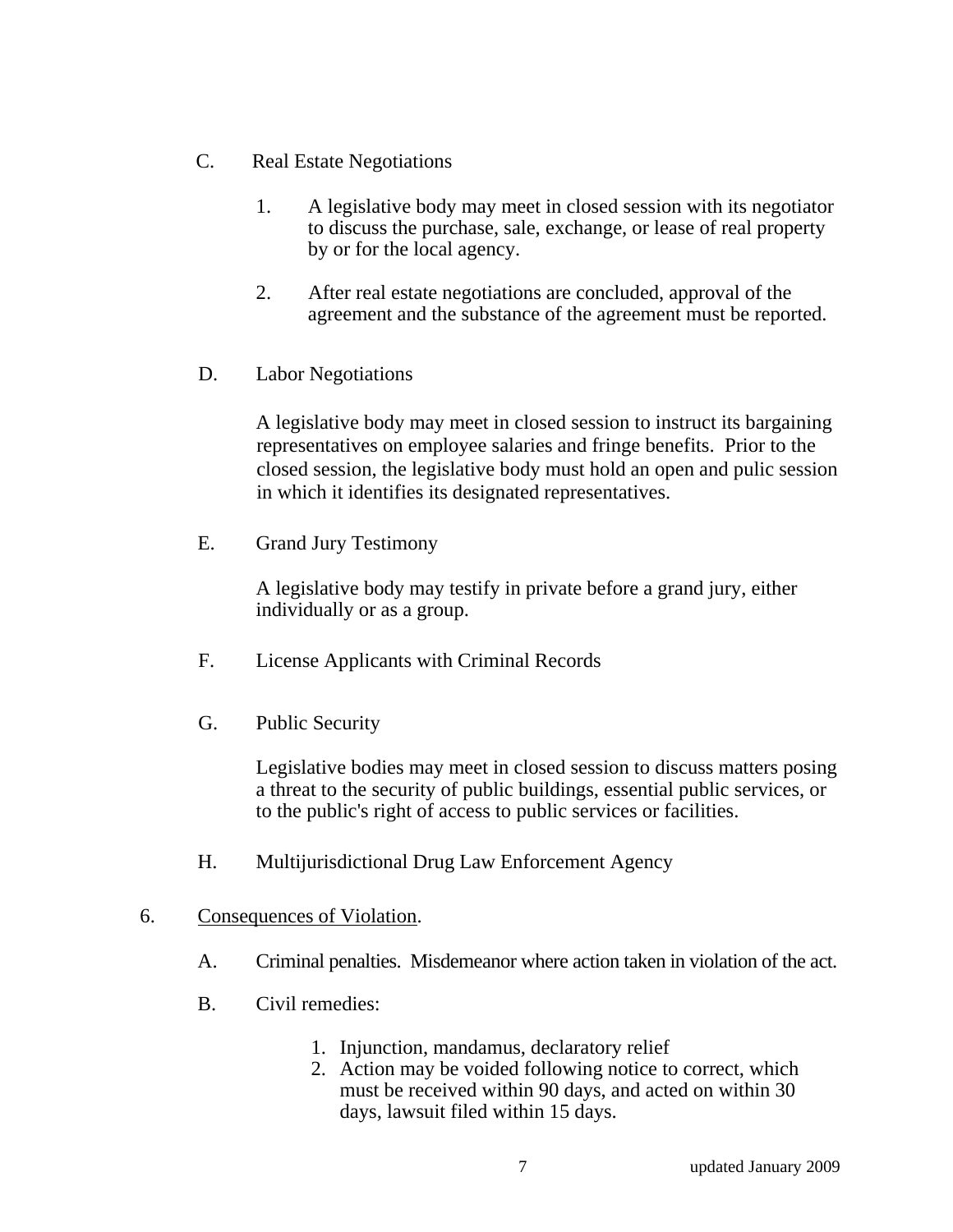C. Real Estate Negotiations

1. A legislative body may meet in closed session with its negotiator to discuss the purchase, sale, exchange, or lease of real property by or for the local agency.

2. After real estate negotiations are concluded, approval of the agreement and the substance of the agreement must be reported.

D. Labor Negotiations

A legislative body may meet in closed session to instruct its bargaining representatives on employee salaries and fringe benefits. Prior to the closed session, the legislative body must hold an open and pulic session in which it identifies its designated representatives.

E. Grand Jury Testimony

A legislative body may testify in private before a grand jury, either individually or as a group.

F. License Applicants with Criminal Records

G. Public Security

Legislative bodies may meet in closed session to discuss matters posing a threat to the security of public buildings, essential public services, or to the public's right of access to public services or facilities.

H. Multijurisdictional Drug Law Enforcement Agency

6. Consequences of Violation.

A. Criminal penalties. Misdemeanor where action taken in violation of the act.

B. Civil remedies:

1. Injunction, mandamus, declaratory relief
2. Action may be voided following notice to correct, which must be received within 90 days, and acted on within 30 days, lawsuit filed within 15 days.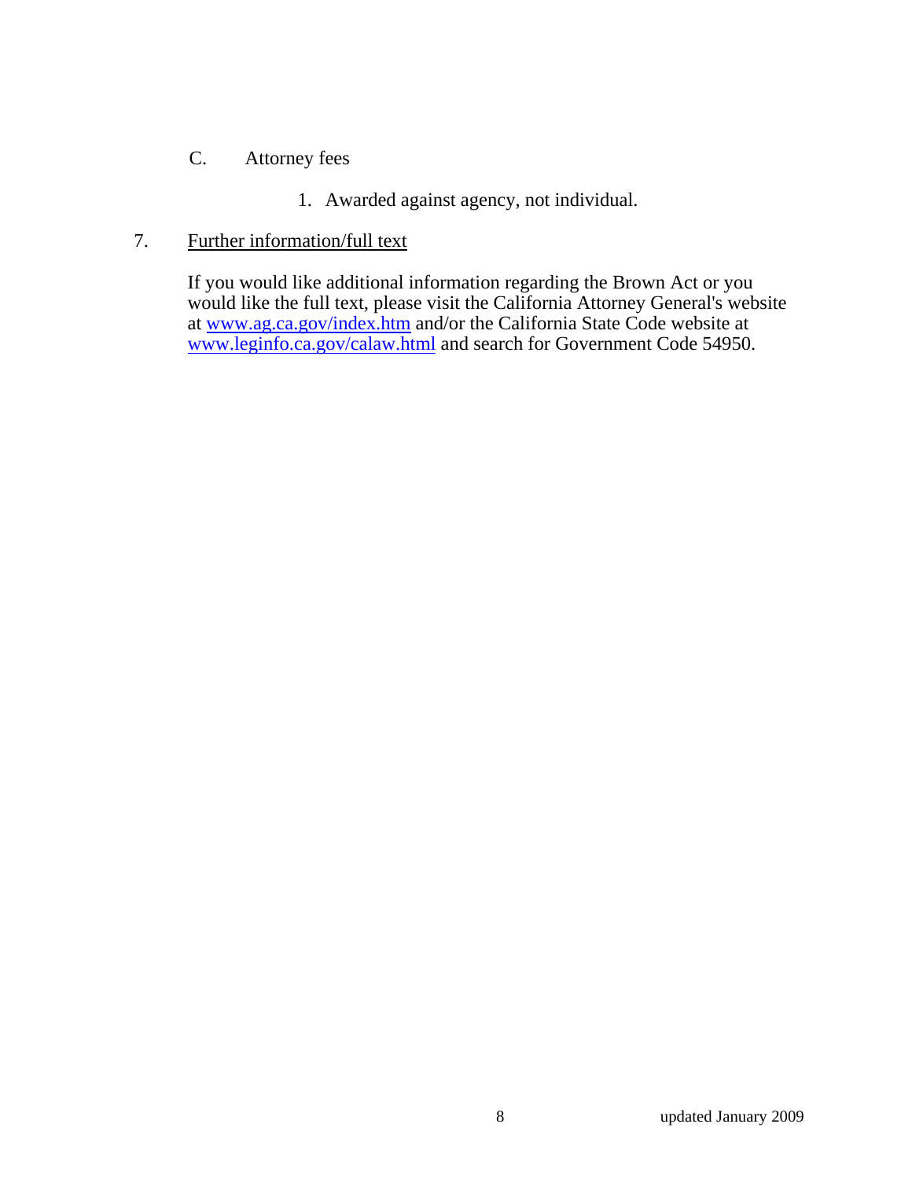C. Attorney fees

1. Awarded against agency, not individual.

7. Further information/full text

If you would like additional information regarding the Brown Act or you would like the full text, please visit the California Attorney General's website at www.ag.ca.gov/index.htm and/or the California State Code website at www.leginfo.ca.gov/calaw.html and search for Government Code 54950.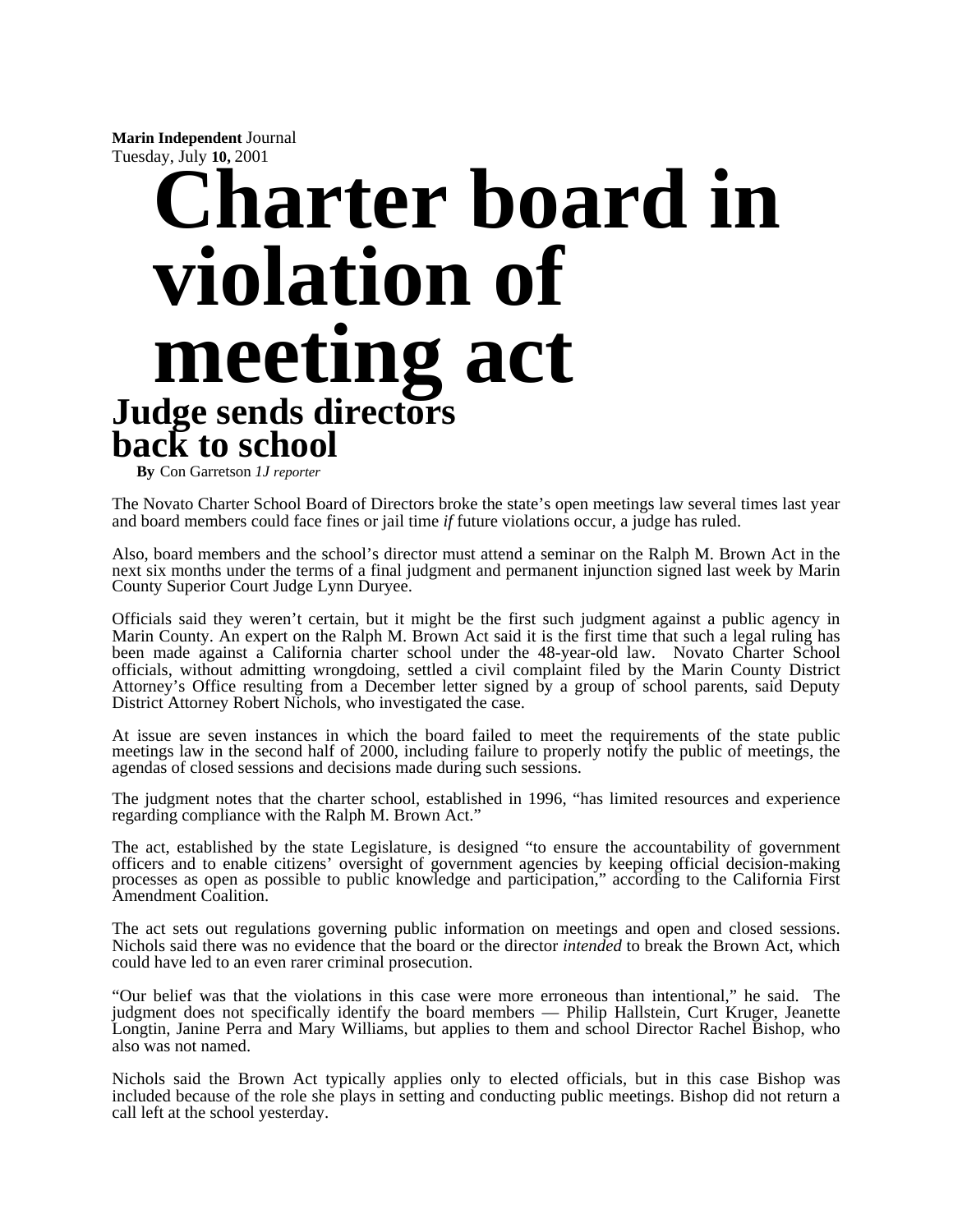**Marin Independent** Journal
Tuesday, July **10,** 2001

# Charter board in violation of meeting act

## Judge sends directors back to school

**By** Con Garretson *IJ reporter*

The Novato Charter School Board of Directors broke the state's open meetings law several times last year and board members could face fines or jail time *if* future violations occur, a judge has ruled.

Also, board members and the school's director must attend a seminar on the Ralph M. Brown Act in the next six months under the terms of a final judgment and permanent injunction signed last week by Marin County Superior Court Judge Lynn Duryee.

Officials said they weren't certain, but it might be the first such judgment against a public agency in Marin County. An expert on the Ralph M. Brown Act said it is the first time that such a legal ruling has been made against a California charter school under the 48-year-old law. Novato Charter School officials, without admitting wrongdoing, settled a civil complaint filed by the Marin County District Attorney's Office resulting from a December letter signed by a group of school parents, said Deputy District Attorney Robert Nichols, who investigated the case.

At issue are seven instances in which the board failed to meet the requirements of the state public meetings law in the second half of 2000, including failure to properly notify the public of meetings, the agendas of closed sessions and decisions made during such sessions.

The judgment notes that the charter school, established in 1996, "has limited resources and experience regarding compliance with the Ralph M. Brown Act."

The act, established by the state Legislature, is designed "to ensure the accountability of government officers and to enable citizens' oversight of government agencies by keeping official decision-making processes as open as possible to public knowledge and participation," according to the California First Amendment Coalition.

The act sets out regulations governing public information on meetings and open and closed sessions. Nichols said there was no evidence that the board or the director *intended* to break the Brown Act, which could have led to an even rarer criminal prosecution.

"Our belief was that the violations in this case were more erroneous than intentional," he said. The judgment does not specifically identify the board members — Philip Hallstein, Curt Kruger, Jeanette Longtin, Janine Perra and Mary Williams, but applies to them and school Director Rachel Bishop, who also was not named.

Nichols said the Brown Act typically applies only to elected officials, but in this case Bishop was included because of the role she plays in setting and conducting public meetings. Bishop did not return a call left at the school yesterday.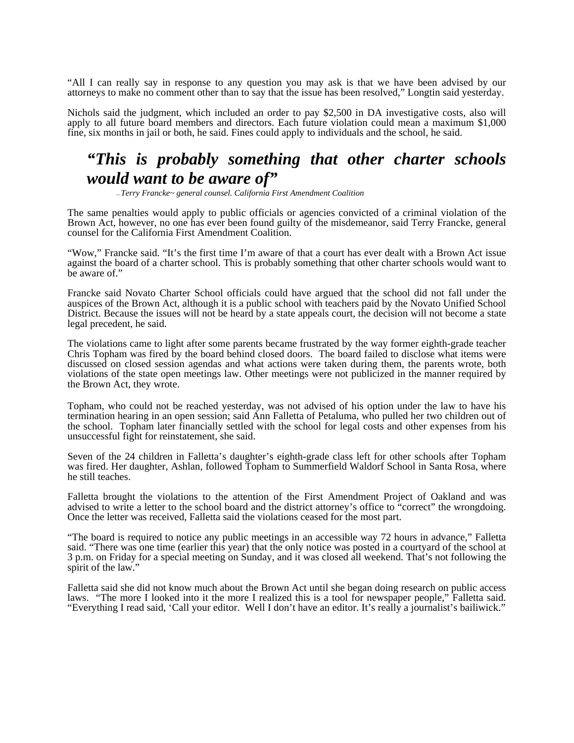"All I can really say in response to any question you may ask is that we have been advised by our attorneys to make no comment other than to say that the issue has been resolved," Longtin said yesterday.

Nichols said the judgment, which included an order to pay $2,500 in DA investigative costs, also will apply to all future board members and directors. Each future violation could mean a maximum $1,000 fine, six months in jail or both, he said. Fines could apply to individuals and the school, he said.

> ***"This is probably something that other charter schools would want to be aware of"***
>
> *— Terry Francke~ general counsel. California First Amendment Coalition*

The same penalties would apply to public officials or agencies convicted of a criminal violation of the Brown Act, however, no one has ever been found guilty of the misdemeanor, said Terry Francke, general counsel for the California First Amendment Coalition.

"Wow," Francke said. "It's the first time I'm aware of that a court has ever dealt with a Brown Act issue against the board of a charter school. This is probably something that other charter schools would want to be aware of."

Francke said Novato Charter School officials could have argued that the school did not fall under the auspices of the Brown Act, although it is a public school with teachers paid by the Novato Unified School District. Because the issues will not be heard by a state appeals court, the decision will not become a state legal precedent, he said.

The violations came to light after some parents became frustrated by the way former eighth-grade teacher Chris Topham was fired by the board behind closed doors. The board failed to disclose what items were discussed on closed session agendas and what actions were taken during them, the parents wrote, both violations of the state open meetings law. Other meetings were not publicized in the manner required by the Brown Act, they wrote.

Topham, who could not be reached yesterday, was not advised of his option under the law to have his termination hearing in an open session; said Ann Falletta of Petaluma, who pulled her two children out of the school. Topham later financially settled with the school for legal costs and other expenses from his unsuccessful fight for reinstatement, she said.

Seven of the 24 children in Falletta's daughter's eighth-grade class left for other schools after Topham was fired. Her daughter, Ashlan, followed Topham to Summerfield Waldorf School in Santa Rosa, where he still teaches.

Falletta brought the violations to the attention of the First Amendment Project of Oakland and was advised to write a letter to the school board and the district attorney's office to "correct" the wrongdoing. Once the letter was received, Falletta said the violations ceased for the most part.

"The board is required to notice any public meetings in an accessible way 72 hours in advance," Falletta said. "There was one time (earlier this year) that the only notice was posted in a courtyard of the school at 3 p.m. on Friday for a special meeting on Sunday, and it was closed all weekend. That's not following the spirit of the law."

Falletta said she did not know much about the Brown Act until she began doing research on public access laws. "The more I looked into it the more I realized this is a tool for newspaper people," Falletta said. "Everything I read said, 'Call your editor. Well I don't have an editor. It's really a journalist's bailiwick."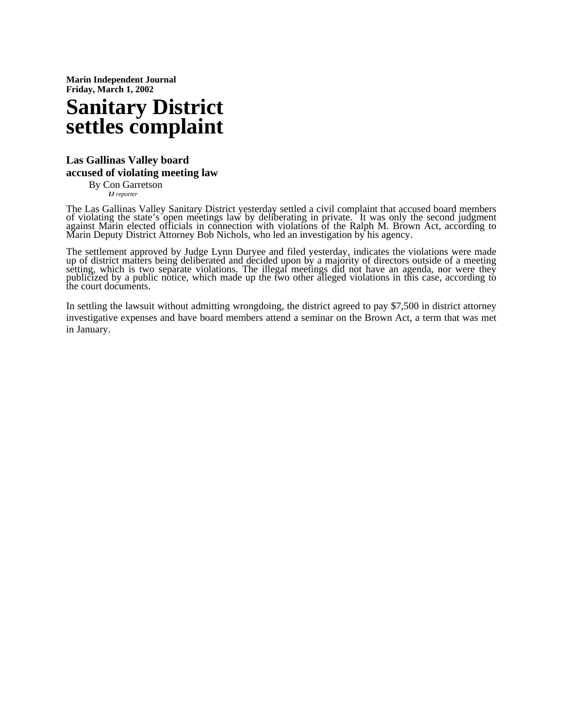**Marin Independent Journal**
**Friday, March 1, 2002**

# Sanitary District settles complaint

### Las Gallinas Valley board accused of violating meeting law

By Con Garretson
***IJ** reporter*

The Las Gallinas Valley Sanitary District yesterday settled a civil complaint that accused board members of violating the state's open meetings law by deliberating in private. It was only the second judgment against Marin elected officials in connection with violations of the Ralph M. Brown Act, according to Marin Deputy District Attorney Bob Nichols, who led an investigation by his agency.

The settlement approved by Judge Lynn Duryee and filed yesterday, indicates the violations were made up of district matters being deliberated and decided upon by a majority of directors outside of a meeting setting, which is two separate violations. The illegal meetings did not have an agenda, nor were they publicized by a public notice, which made up the two other alleged violations in this case, according to the court documents.

In settling the lawsuit without admitting wrongdoing, the district agreed to pay $7,500 in district attorney investigative expenses and have board members attend a seminar on the Brown Act, a term that was met in January.